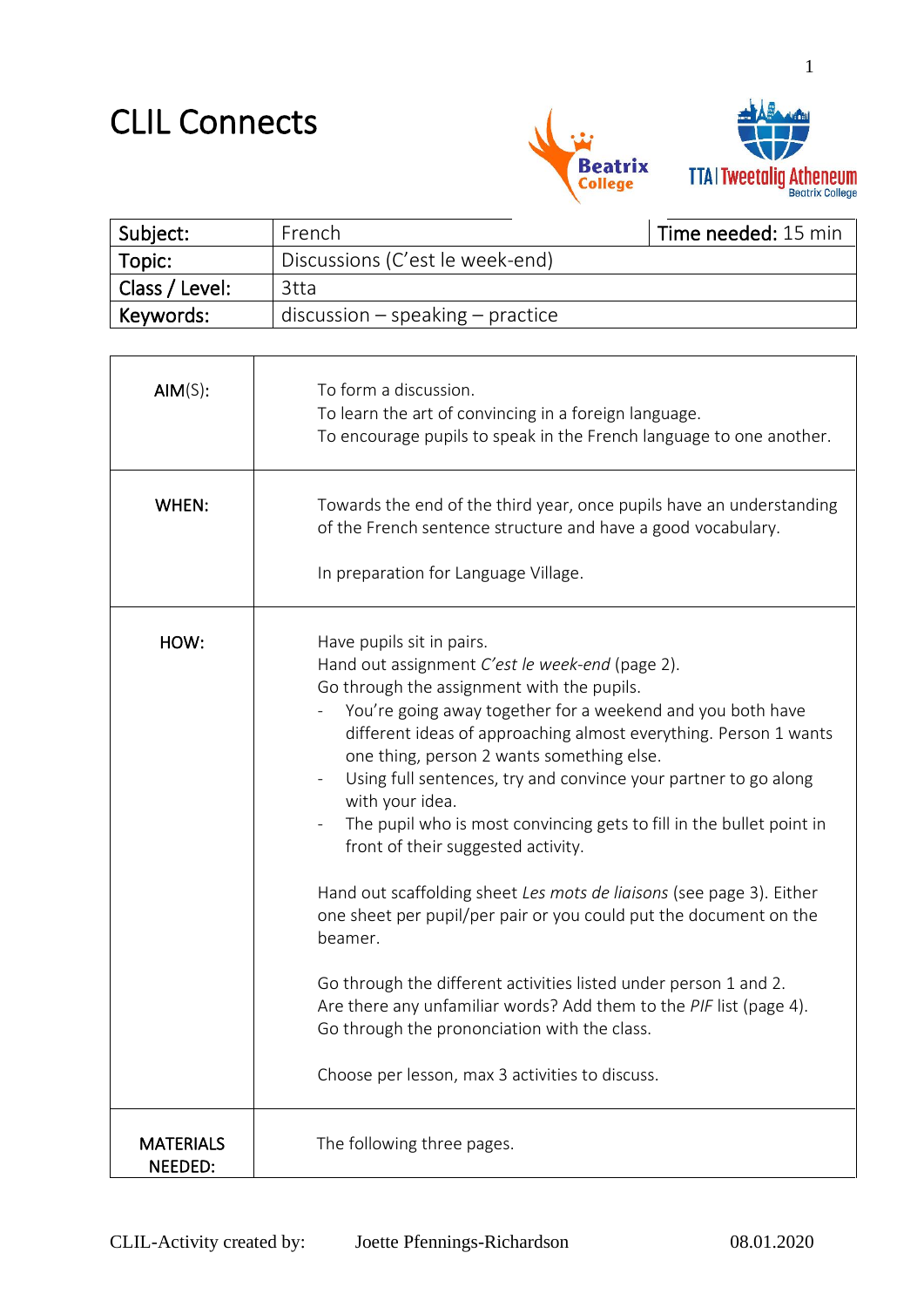# CLIL Connects

| Subject: | French | Time needed: 15 min |
|---|---|---|
| Topic: | Discussions (C'est le week-end) | |
| Class / Level: | 3tta | |
| Keywords: | discussion – speaking – practice | |

| | |
|---|---|
| AIM(S): | To form a discussion.<br>To learn the art of convincing in a foreign language.<br>To encourage pupils to speak in the French language to one another. |
| WHEN: | Towards the end of the third year, once pupils have an understanding of the French sentence structure and have a good vocabulary.<br><br>In preparation for Language Village. |
| HOW: | Have pupils sit in pairs.<br>Hand out assignment *C'est le week-end* (page 2).<br>Go through the assignment with the pupils.<br>- You're going away together for a weekend and you both have different ideas of approaching almost everything. Person 1 wants one thing, person 2 wants something else.<br>- Using full sentences, try and convince your partner to go along with your idea.<br>- The pupil who is most convincing gets to fill in the bullet point in front of their suggested activity.<br><br>Hand out scaffolding sheet *Les mots de liaisons* (see page 3). Either one sheet per pupil/per pair or you could put the document on the beamer.<br><br>Go through the different activities listed under person 1 and 2. Are there any unfamiliar words? Add them to the *PIF* list (page 4).<br>Go through the prononciation with the class.<br><br>Choose per lesson, max 3 activities to discuss. |
| MATERIALS NEEDED: | The following three pages. |

CLIL-Activity created by: Joette Pfennings-Richardson 08.01.2020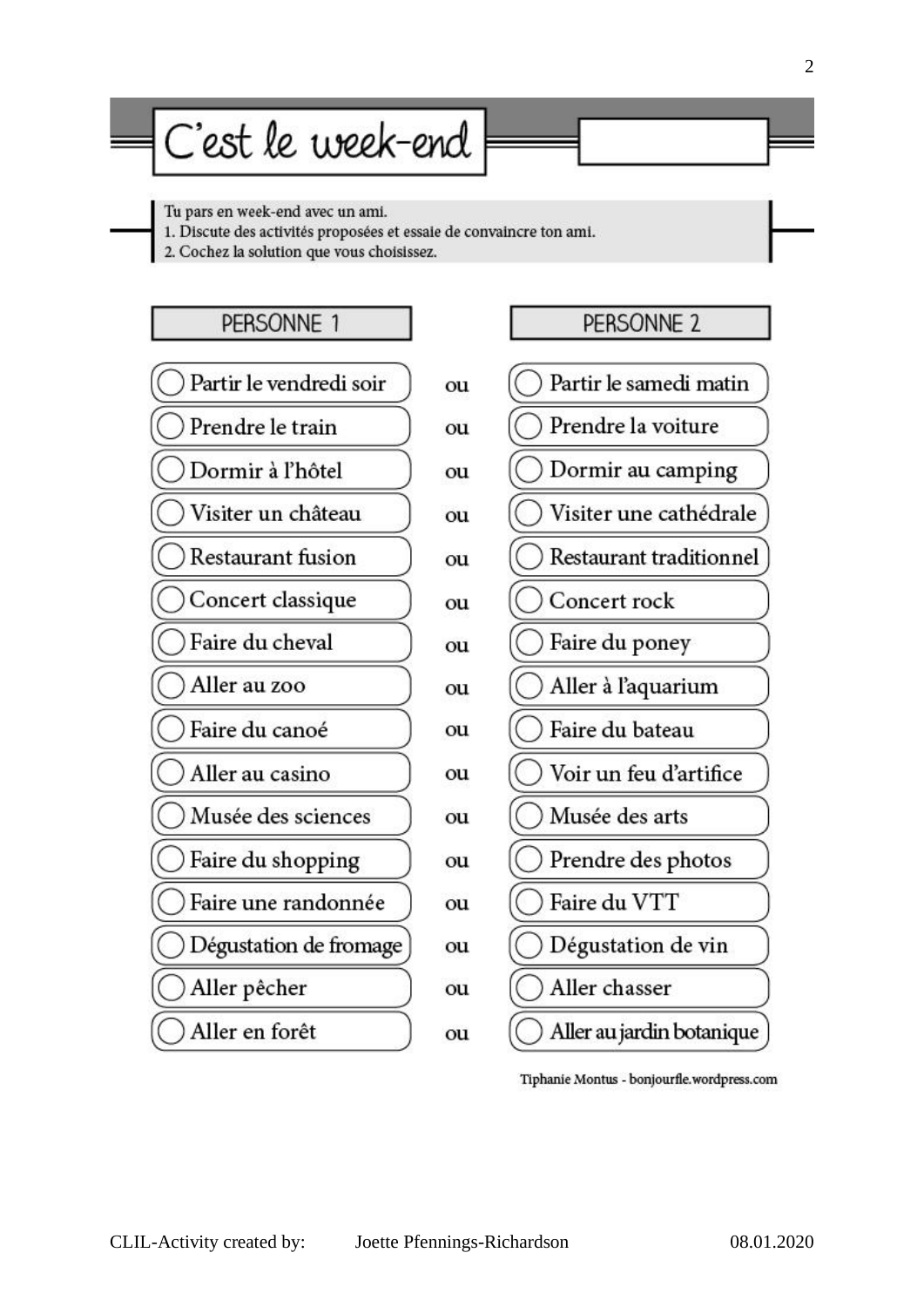# C'est le week-end

Tu pars en week-end avec un ami.
1. Discute des activités proposées et essaie de convaincre ton ami.
2. Cochez la solution que vous choisissez.

| PERSONNE 1 | | PERSONNE 2 |
|---|---|---|
| ◯ Partir le vendredi soir | ou | ◯ Partir le samedi matin |
| ◯ Prendre le train | ou | ◯ Prendre la voiture |
| ◯ Dormir à l'hôtel | ou | ◯ Dormir au camping |
| ◯ Visiter un château | ou | ◯ Visiter une cathédrale |
| ◯ Restaurant fusion | ou | ◯ Restaurant traditionnel |
| ◯ Concert classique | ou | ◯ Concert rock |
| ◯ Faire du cheval | ou | ◯ Faire du poney |
| ◯ Aller au zoo | ou | ◯ Aller à l'aquarium |
| ◯ Faire du canoé | ou | ◯ Faire du bateau |
| ◯ Aller au casino | ou | ◯ Voir un feu d'artifice |
| ◯ Musée des sciences | ou | ◯ Musée des arts |
| ◯ Faire du shopping | ou | ◯ Prendre des photos |
| ◯ Faire une randonnée | ou | ◯ Faire du VTT |
| ◯ Dégustation de fromage | ou | ◯ Dégustation de vin |
| ◯ Aller pêcher | ou | ◯ Aller chasser |
| ◯ Aller en forêt | ou | ◯ Aller au jardin botanique |

Tiphanie Montus - bonjourfle.wordpress.com

CLIL-Activity created by: Joette Pfennings-Richardson 08.01.2020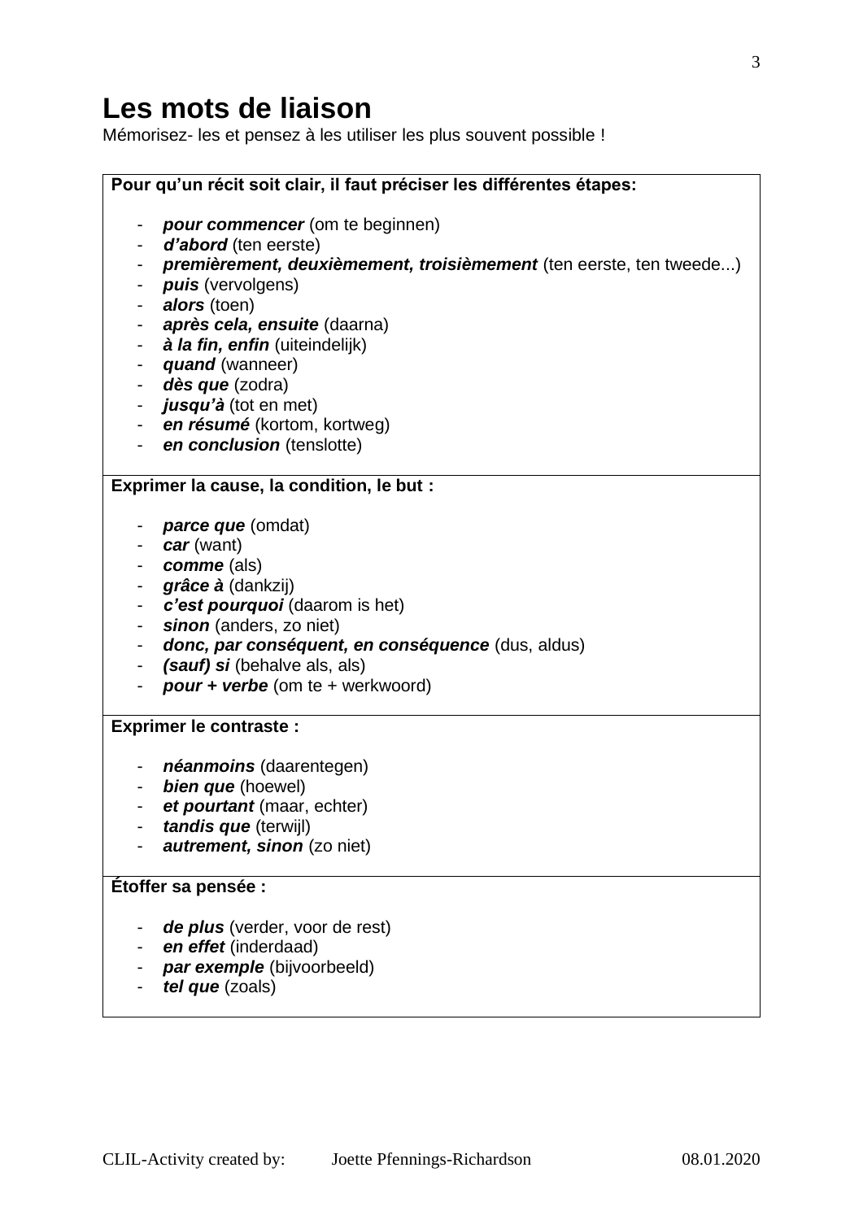# Les mots de liaison

Mémorisez- les et pensez à les utiliser les plus souvent possible !

**Pour qu'un récit soit clair, il faut préciser les différentes étapes:**

- ***pour commencer*** (om te beginnen)
- ***d'abord*** (ten eerste)
- ***premièrement, deuxièmement, troisièmement*** (ten eerste, ten tweede...)
- ***puis*** (vervolgens)
- ***alors*** (toen)
- ***après cela, ensuite*** (daarna)
- ***à la fin, enfin*** (uiteindelijk)
- ***quand*** (wanneer)
- ***dès que*** (zodra)
- ***jusqu'à*** (tot en met)
- ***en résumé*** (kortom, kortweg)
- ***en conclusion*** (tenslotte)

**Exprimer la cause, la condition, le but :**

- ***parce que*** (omdat)
- ***car*** (want)
- ***comme*** (als)
- ***grâce à*** (dankzij)
- ***c'est pourquoi*** (daarom is het)
- ***sinon*** (anders, zo niet)
- ***donc, par conséquent, en conséquence*** (dus, aldus)
- ***(sauf) si*** (behalve als, als)
- ***pour + verbe*** (om te + werkwoord)

**Exprimer le contraste :**

- ***néanmoins*** (daarentegen)
- ***bien que*** (hoewel)
- ***et pourtant*** (maar, echter)
- ***tandis que*** (terwijl)
- ***autrement, sinon*** (zo niet)

**Étoffer sa pensée :**

- ***de plus*** (verder, voor de rest)
- ***en effet*** (inderdaad)
- ***par exemple*** (bijvoorbeeld)
- ***tel que*** (zoals)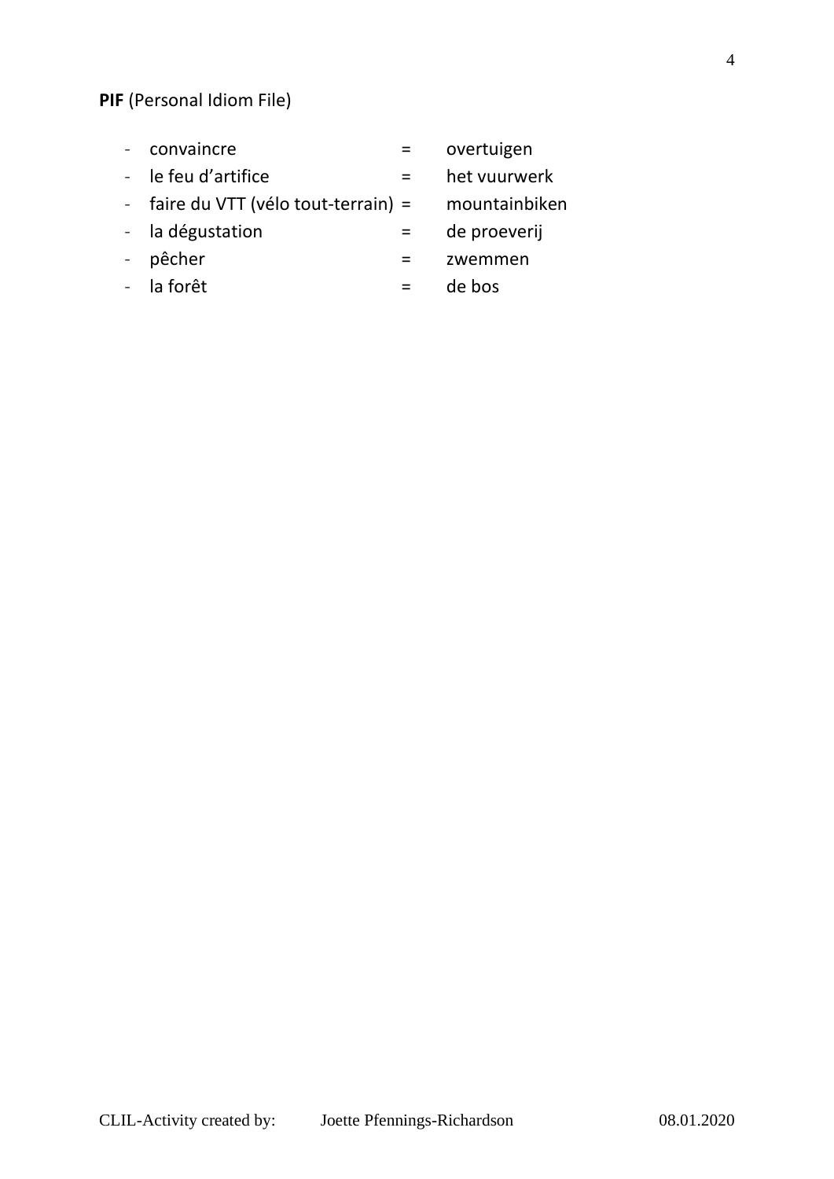**PIF** (Personal Idiom File)

- convaincre = overtuigen
- le feu d'artifice = het vuurwerk
- faire du VTT (vélo tout-terrain) = mountainbiken
- la dégustation = de proeverij
- pêcher = zwemmen
- la forêt = de bos

CLIL-Activity created by: Joette Pfennings-Richardson 08.01.2020